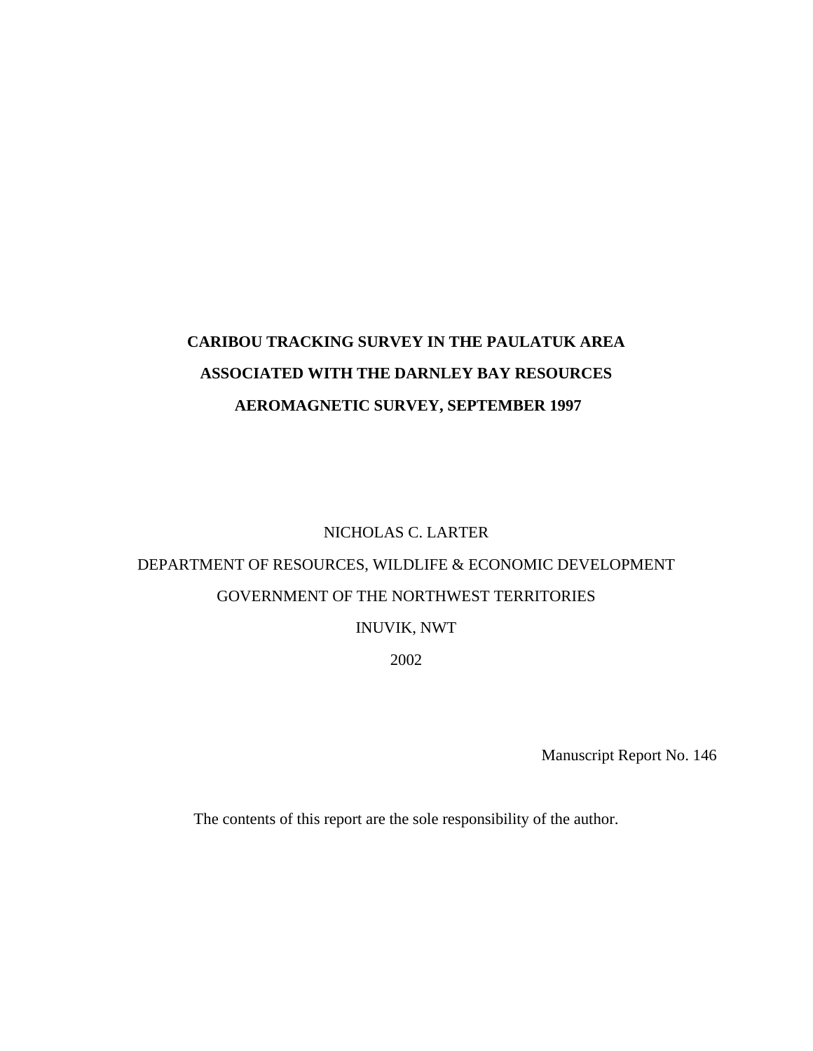# CARIBOU TRACKING SURVEY IN THE PAULATUK AREA ASSOCIATED WITH THE DARNLEY BAY RESOURCES AEROMAGNETIC SURVEY, SEPTEMBER 1997

NICHOLAS C. LARTER

DEPARTMENT OF RESOURCES, WILDLIFE & ECONOMIC DEVELOPMENT

GOVERNMENT OF THE NORTHWEST TERRITORIES

INUVIK, NWT

2002

Manuscript Report No. 146

The contents of this report are the sole responsibility of the author.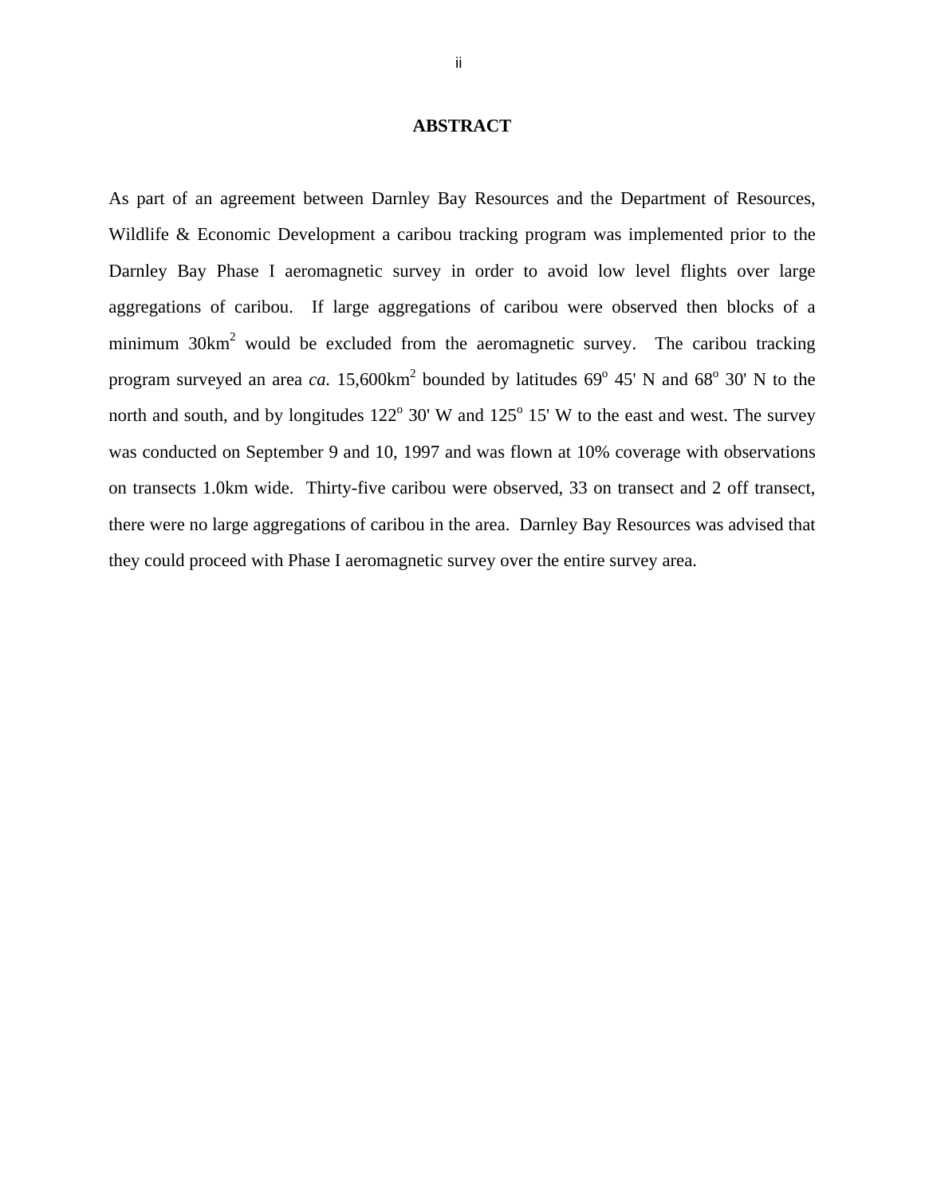# ABSTRACT

As part of an agreement between Darnley Bay Resources and the Department of Resources, Wildlife & Economic Development a caribou tracking program was implemented prior to the Darnley Bay Phase I aeromagnetic survey in order to avoid low level flights over large aggregations of caribou. If large aggregations of caribou were observed then blocks of a minimum 30km$^2$ would be excluded from the aeromagnetic survey. The caribou tracking program surveyed an area *ca.* 15,600km$^2$ bounded by latitudes 69$^o$ 45' N and 68$^o$ 30' N to the north and south, and by longitudes 122$^o$ 30' W and 125$^o$ 15' W to the east and west. The survey was conducted on September 9 and 10, 1997 and was flown at 10% coverage with observations on transects 1.0km wide. Thirty-five caribou were observed, 33 on transect and 2 off transect, there were no large aggregations of caribou in the area. Darnley Bay Resources was advised that they could proceed with Phase I aeromagnetic survey over the entire survey area.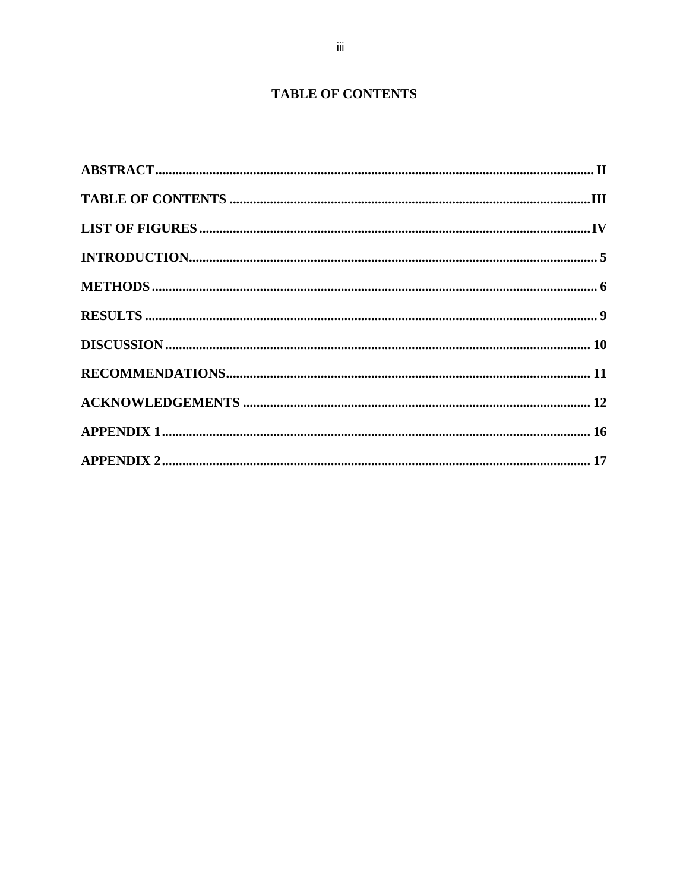# TABLE OF CONTENTS

**ABSTRACT** .......... II

**TABLE OF CONTENTS** .......... III

**LIST OF FIGURES** .......... IV

**INTRODUCTION** .......... 5

**METHODS** .......... 6

**RESULTS** .......... 9

**DISCUSSION** .......... 10

**RECOMMENDATIONS** .......... 11

**ACKNOWLEDGEMENTS** .......... 12

**APPENDIX 1** .......... 16

**APPENDIX 2** .......... 17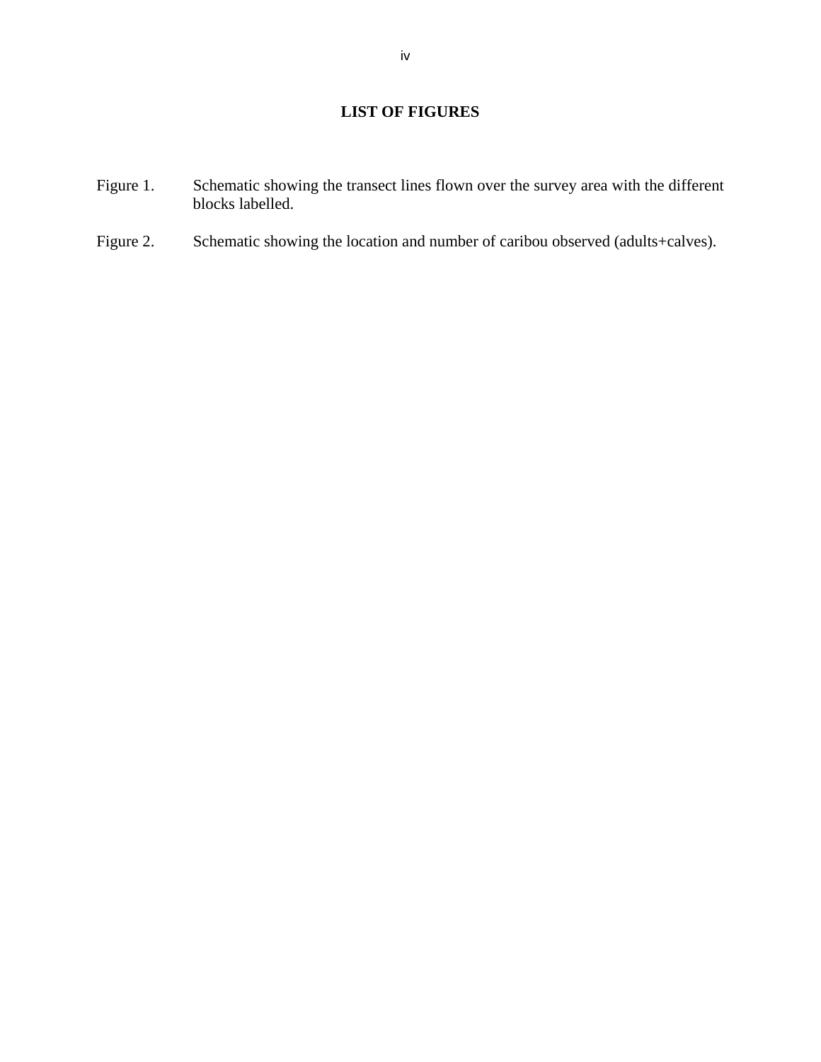# LIST OF FIGURES

Figure 1. Schematic showing the transect lines flown over the survey area with the different blocks labelled.

Figure 2. Schematic showing the location and number of caribou observed (adults+calves).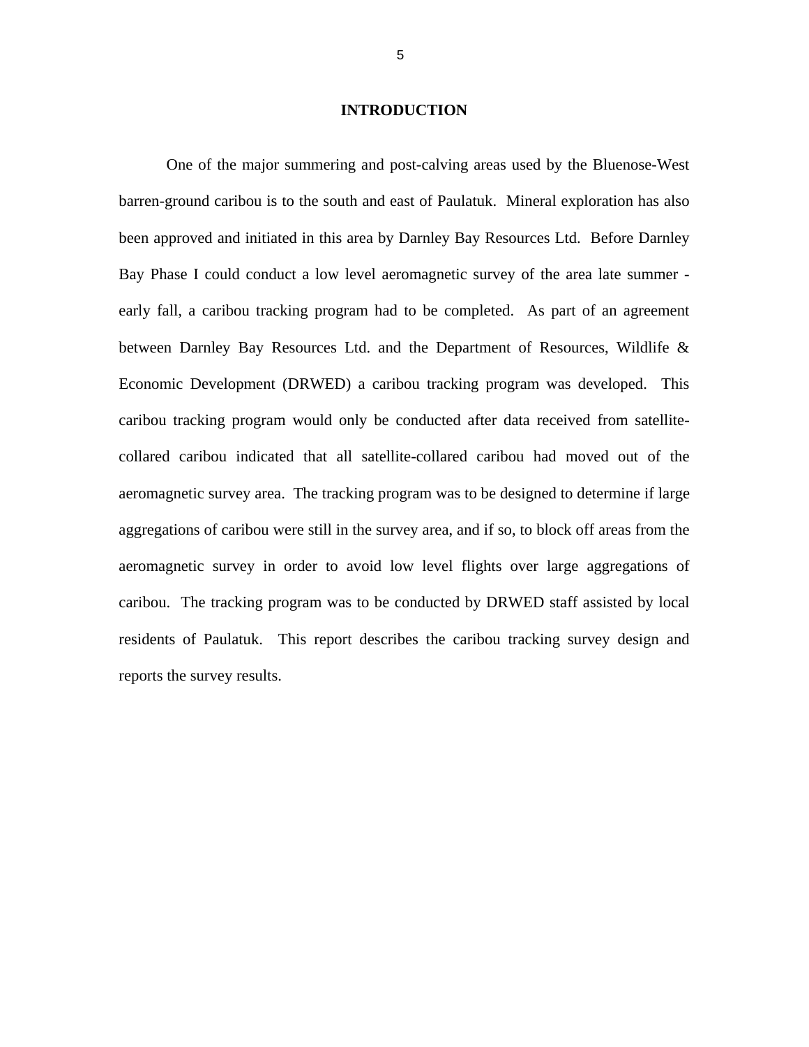# INTRODUCTION

One of the major summering and post-calving areas used by the Bluenose-West barren-ground caribou is to the south and east of Paulatuk. Mineral exploration has also been approved and initiated in this area by Darnley Bay Resources Ltd. Before Darnley Bay Phase I could conduct a low level aeromagnetic survey of the area late summer - early fall, a caribou tracking program had to be completed. As part of an agreement between Darnley Bay Resources Ltd. and the Department of Resources, Wildlife & Economic Development (DRWED) a caribou tracking program was developed. This caribou tracking program would only be conducted after data received from satellite-collared caribou indicated that all satellite-collared caribou had moved out of the aeromagnetic survey area. The tracking program was to be designed to determine if large aggregations of caribou were still in the survey area, and if so, to block off areas from the aeromagnetic survey in order to avoid low level flights over large aggregations of caribou. The tracking program was to be conducted by DRWED staff assisted by local residents of Paulatuk. This report describes the caribou tracking survey design and reports the survey results.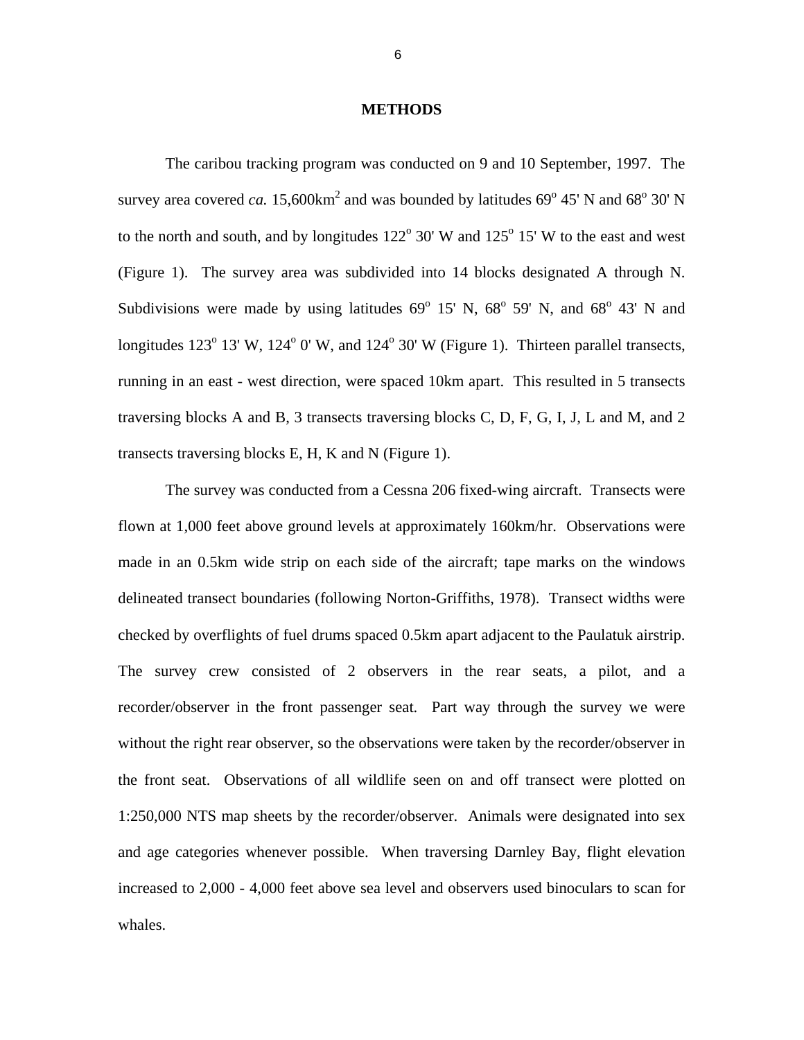# METHODS

The caribou tracking program was conducted on 9 and 10 September, 1997. The survey area covered *ca.* 15,600km$^2$ and was bounded by latitudes 69$^o$ 45' N and 68$^o$ 30' N to the north and south, and by longitudes 122$^o$ 30' W and 125$^o$ 15' W to the east and west (Figure 1). The survey area was subdivided into 14 blocks designated A through N. Subdivisions were made by using latitudes 69$^o$ 15' N, 68$^o$ 59' N, and 68$^o$ 43' N and longitudes 123$^o$ 13' W, 124$^o$ 0' W, and 124$^o$ 30' W (Figure 1). Thirteen parallel transects, running in an east - west direction, were spaced 10km apart. This resulted in 5 transects traversing blocks A and B, 3 transects traversing blocks C, D, F, G, I, J, L and M, and 2 transects traversing blocks E, H, K and N (Figure 1).

The survey was conducted from a Cessna 206 fixed-wing aircraft. Transects were flown at 1,000 feet above ground levels at approximately 160km/hr. Observations were made in an 0.5km wide strip on each side of the aircraft; tape marks on the windows delineated transect boundaries (following Norton-Griffiths, 1978). Transect widths were checked by overflights of fuel drums spaced 0.5km apart adjacent to the Paulatuk airstrip. The survey crew consisted of 2 observers in the rear seats, a pilot, and a recorder/observer in the front passenger seat. Part way through the survey we were without the right rear observer, so the observations were taken by the recorder/observer in the front seat. Observations of all wildlife seen on and off transect were plotted on 1:250,000 NTS map sheets by the recorder/observer. Animals were designated into sex and age categories whenever possible. When traversing Darnley Bay, flight elevation increased to 2,000 - 4,000 feet above sea level and observers used binoculars to scan for whales.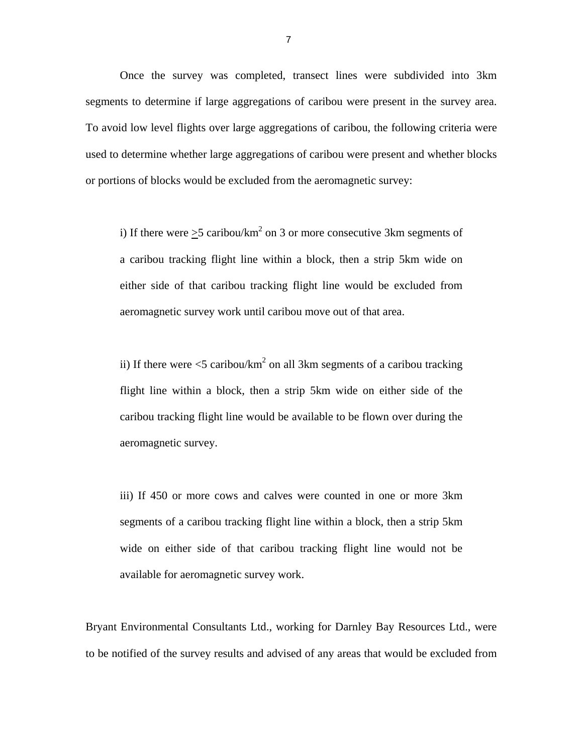Once the survey was completed, transect lines were subdivided into 3km segments to determine if large aggregations of caribou were present in the survey area. To avoid low level flights over large aggregations of caribou, the following criteria were used to determine whether large aggregations of caribou were present and whether blocks or portions of blocks would be excluded from the aeromagnetic survey:

> i) If there were $\geq$5 caribou/km$^2$ on 3 or more consecutive 3km segments of a caribou tracking flight line within a block, then a strip 5km wide on either side of that caribou tracking flight line would be excluded from aeromagnetic survey work until caribou move out of that area.
>
> ii) If there were <5 caribou/km$^2$ on all 3km segments of a caribou tracking flight line within a block, then a strip 5km wide on either side of the caribou tracking flight line would be available to be flown over during the aeromagnetic survey.
>
> iii) If 450 or more cows and calves were counted in one or more 3km segments of a caribou tracking flight line within a block, then a strip 5km wide on either side of that caribou tracking flight line would not be available for aeromagnetic survey work.

Bryant Environmental Consultants Ltd., working for Darnley Bay Resources Ltd., were to be notified of the survey results and advised of any areas that would be excluded from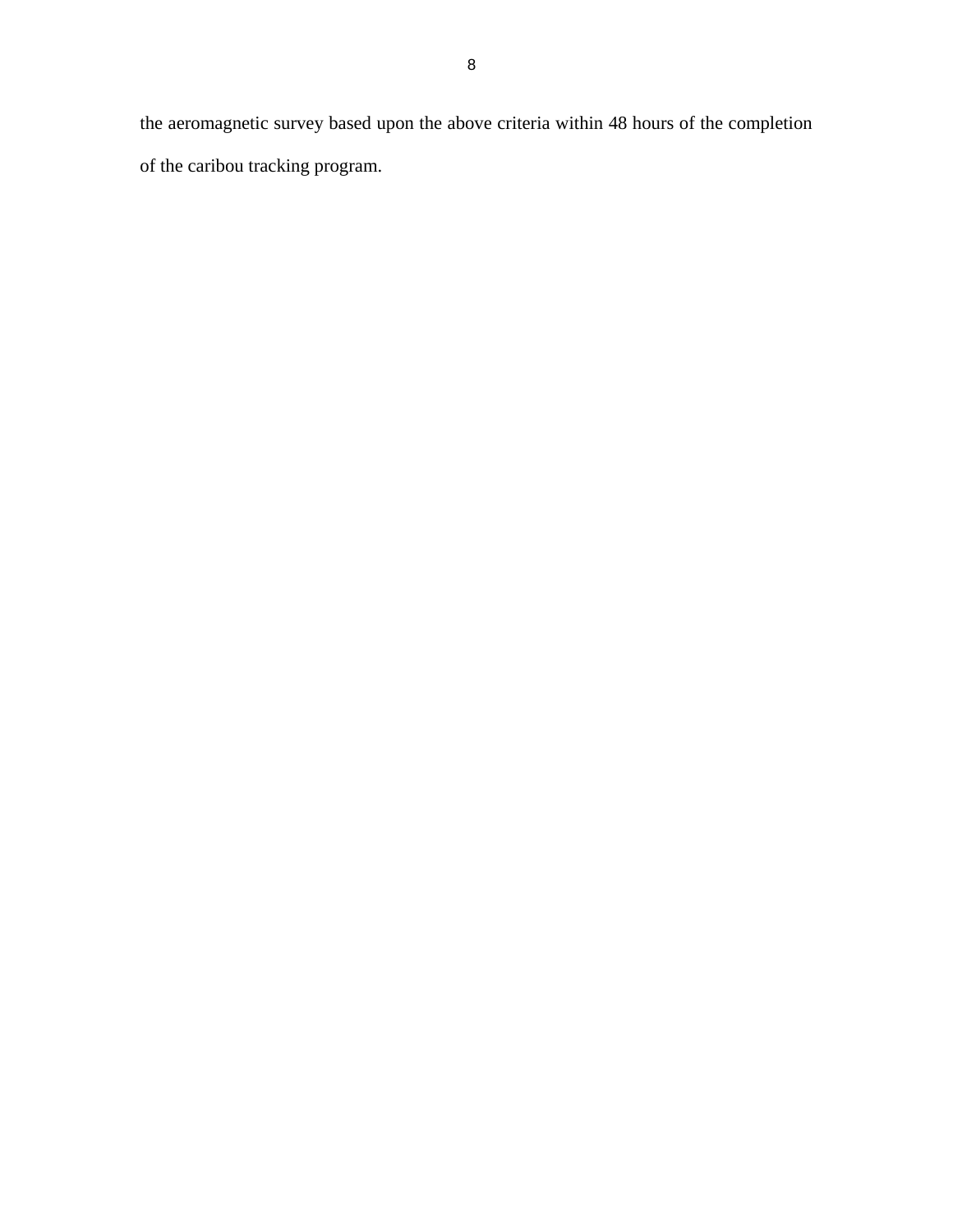the aeromagnetic survey based upon the above criteria within 48 hours of the completion of the caribou tracking program.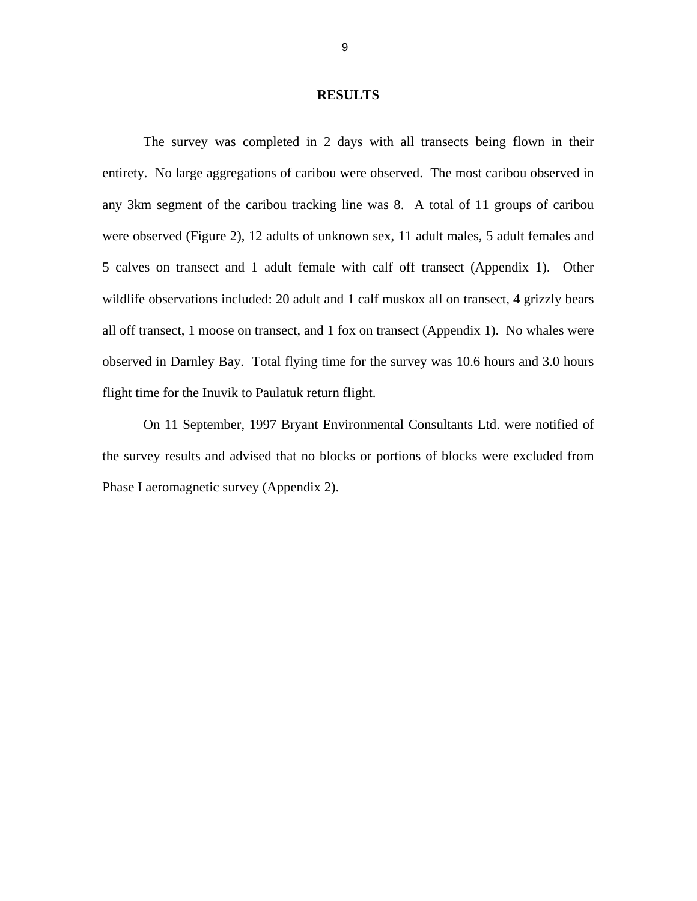## RESULTS

The survey was completed in 2 days with all transects being flown in their entirety. No large aggregations of caribou were observed. The most caribou observed in any 3km segment of the caribou tracking line was 8. A total of 11 groups of caribou were observed (Figure 2), 12 adults of unknown sex, 11 adult males, 5 adult females and 5 calves on transect and 1 adult female with calf off transect (Appendix 1). Other wildlife observations included: 20 adult and 1 calf muskox all on transect, 4 grizzly bears all off transect, 1 moose on transect, and 1 fox on transect (Appendix 1). No whales were observed in Darnley Bay. Total flying time for the survey was 10.6 hours and 3.0 hours flight time for the Inuvik to Paulatuk return flight.

On 11 September, 1997 Bryant Environmental Consultants Ltd. were notified of the survey results and advised that no blocks or portions of blocks were excluded from Phase I aeromagnetic survey (Appendix 2).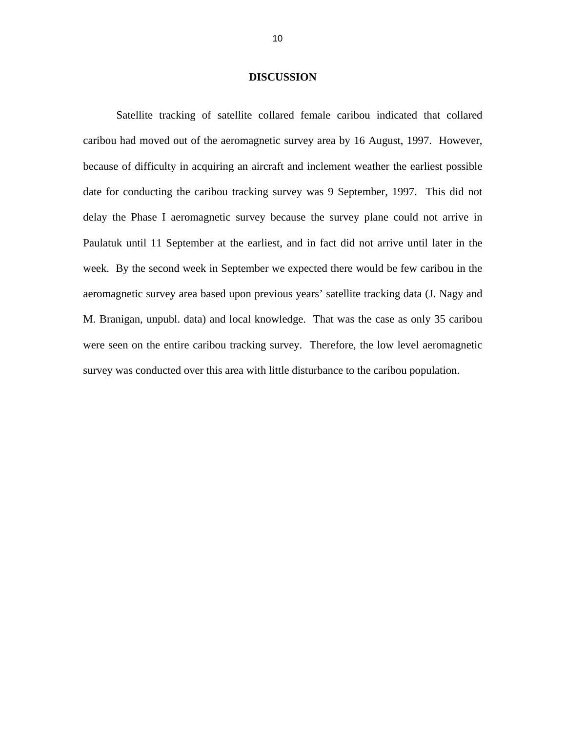# DISCUSSION

Satellite tracking of satellite collared female caribou indicated that collared caribou had moved out of the aeromagnetic survey area by 16 August, 1997. However, because of difficulty in acquiring an aircraft and inclement weather the earliest possible date for conducting the caribou tracking survey was 9 September, 1997. This did not delay the Phase I aeromagnetic survey because the survey plane could not arrive in Paulatuk until 11 September at the earliest, and in fact did not arrive until later in the week. By the second week in September we expected there would be few caribou in the aeromagnetic survey area based upon previous years' satellite tracking data (J. Nagy and M. Branigan, unpubl. data) and local knowledge. That was the case as only 35 caribou were seen on the entire caribou tracking survey. Therefore, the low level aeromagnetic survey was conducted over this area with little disturbance to the caribou population.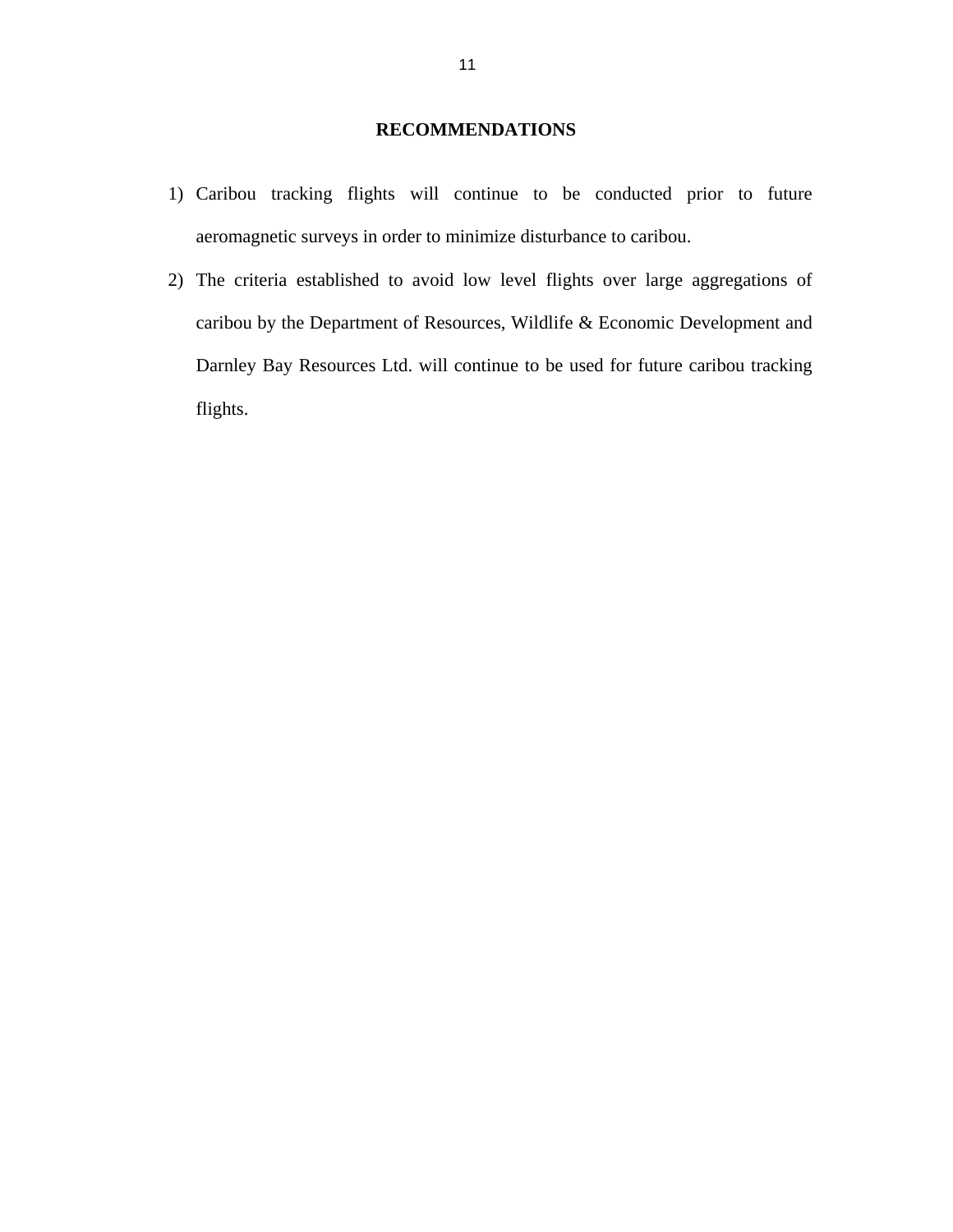# RECOMMENDATIONS

1) Caribou tracking flights will continue to be conducted prior to future aeromagnetic surveys in order to minimize disturbance to caribou.
2) The criteria established to avoid low level flights over large aggregations of caribou by the Department of Resources, Wildlife & Economic Development and Darnley Bay Resources Ltd. will continue to be used for future caribou tracking flights.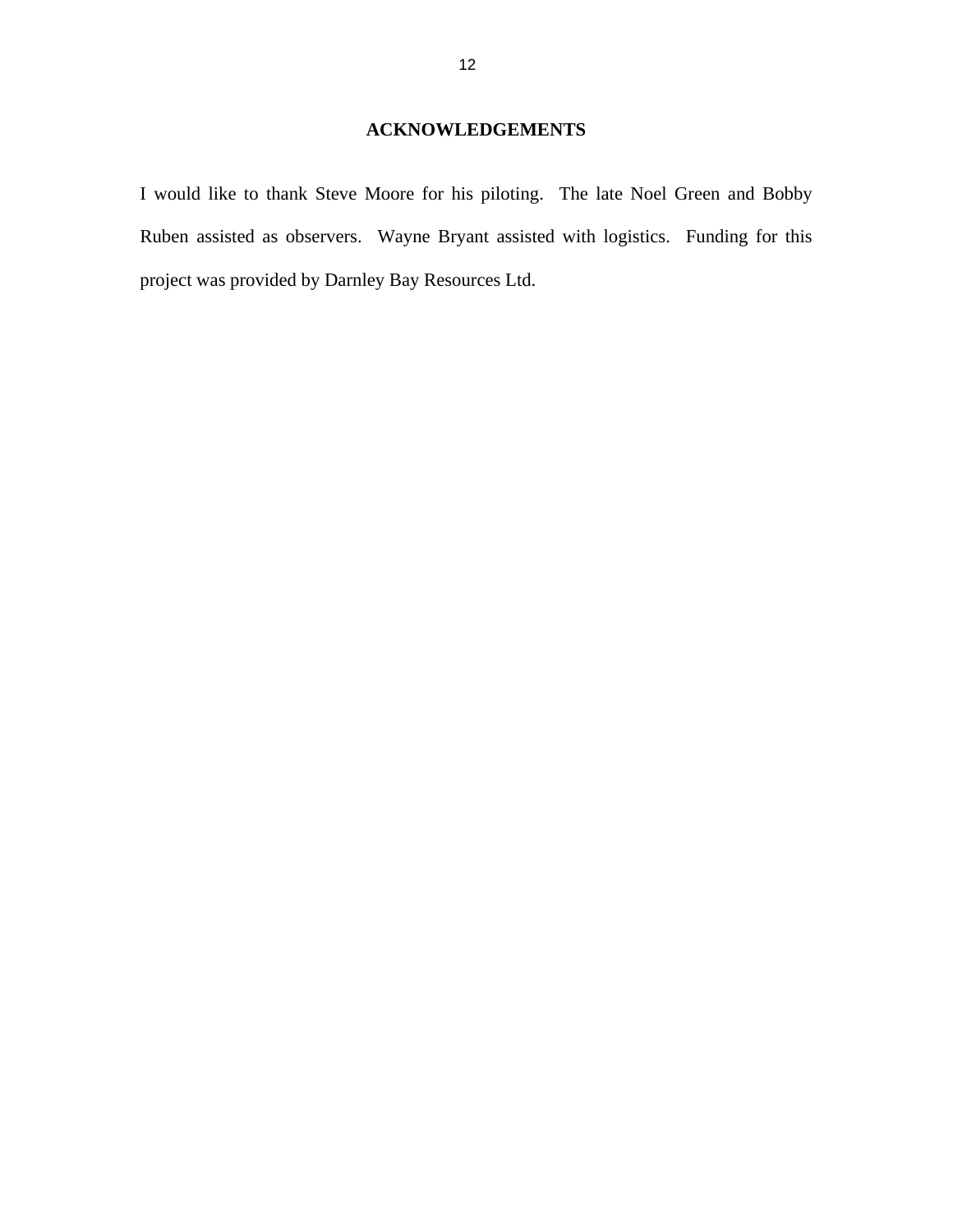## ACKNOWLEDGEMENTS

I would like to thank Steve Moore for his piloting. The late Noel Green and Bobby Ruben assisted as observers. Wayne Bryant assisted with logistics. Funding for this project was provided by Darnley Bay Resources Ltd.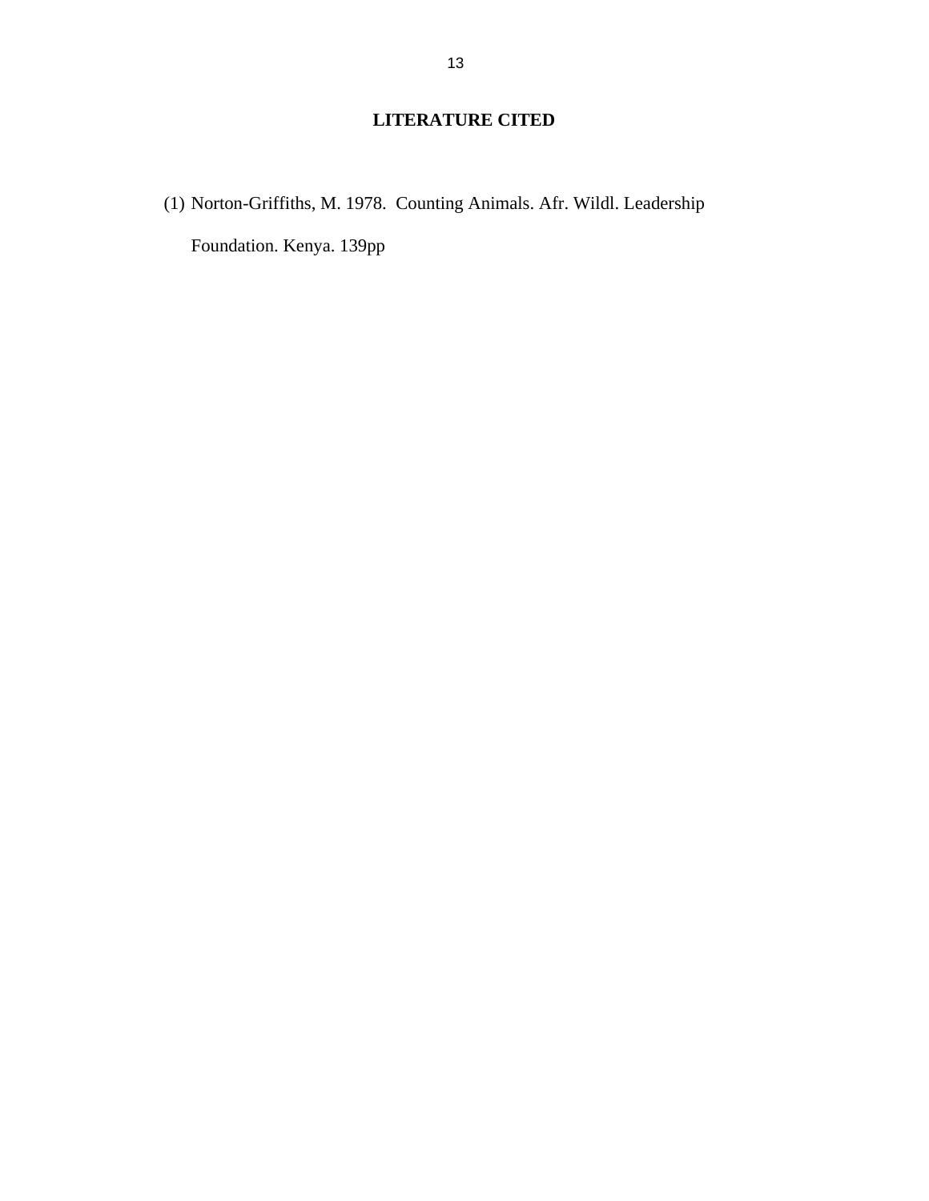## LITERATURE CITED

(1) Norton-Griffiths, M. 1978. Counting Animals. Afr. Wildl. Leadership Foundation. Kenya. 139pp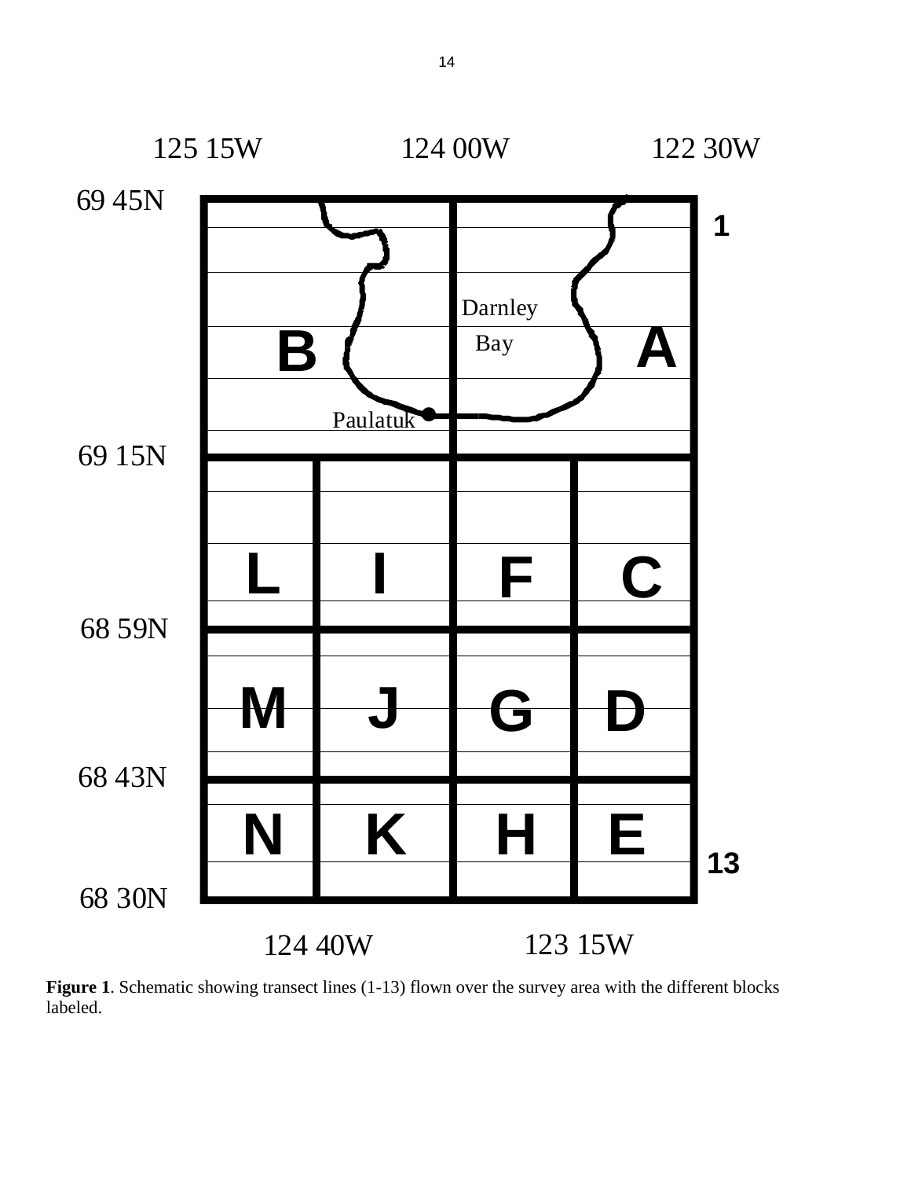**Figure 1**. Schematic showing transect lines (1-13) flown over the survey area with the different blocks labeled.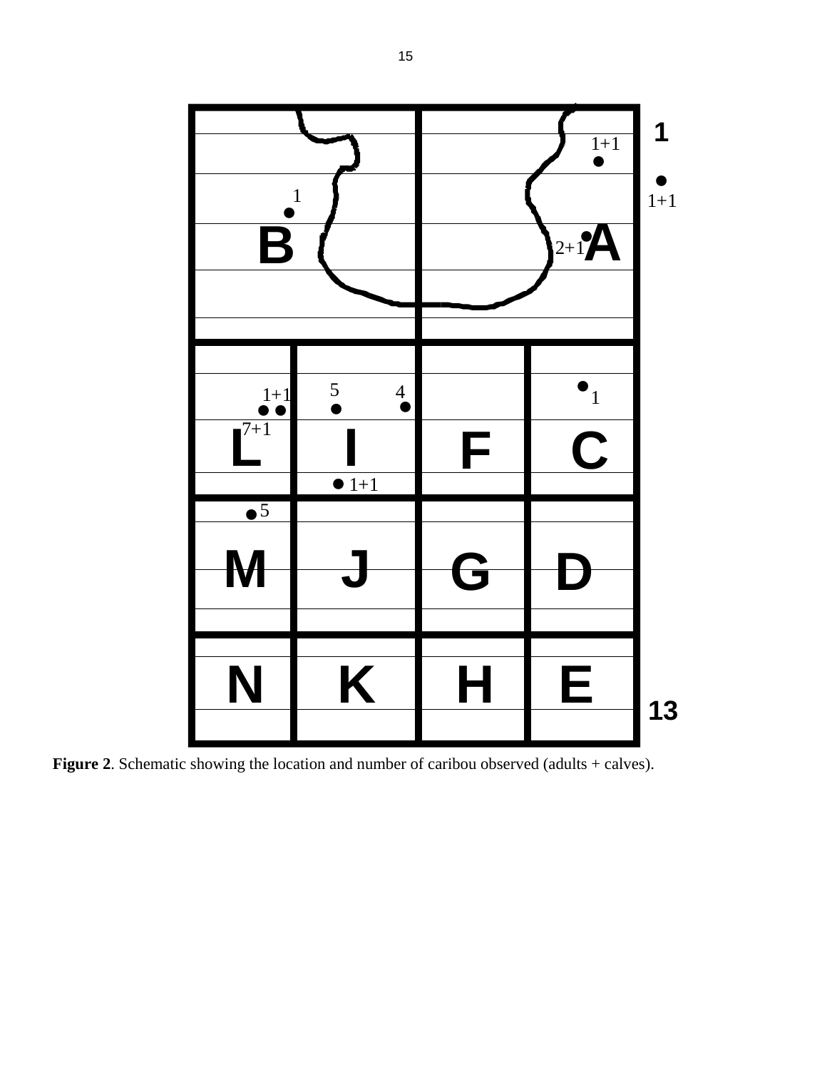**Figure 2**. Schematic showing the location and number of caribou observed (adults + calves).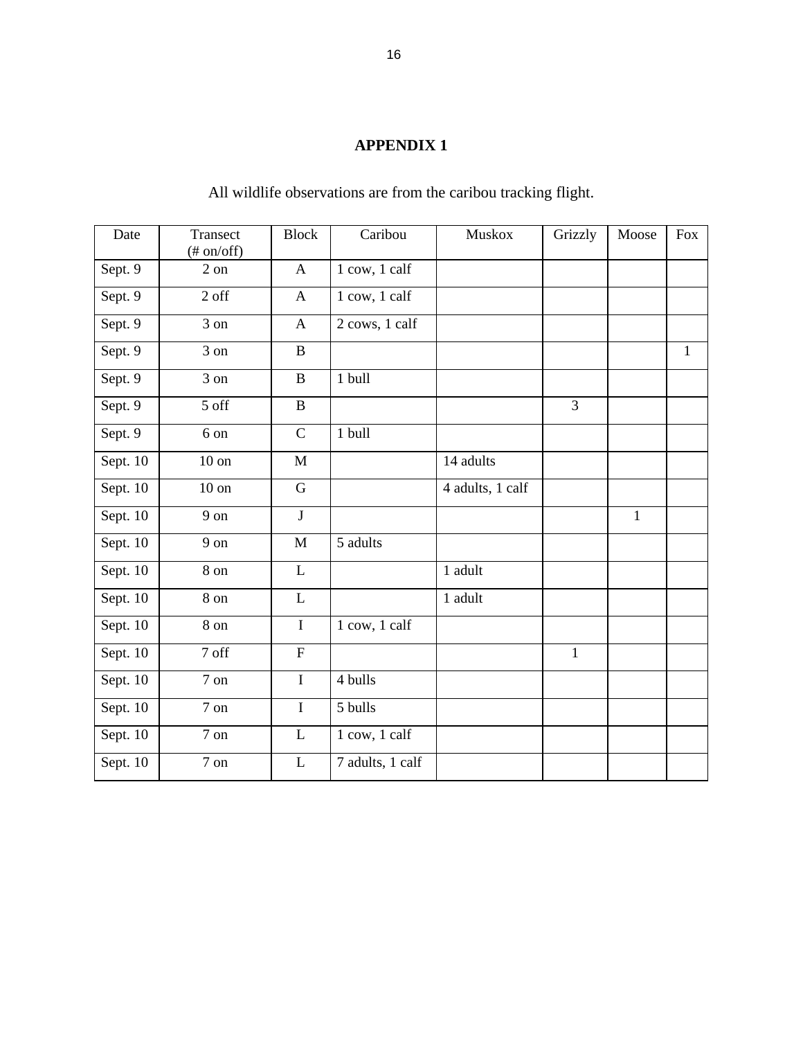# APPENDIX 1

All wildlife observations are from the caribou tracking flight.

| Date | Transect (# on/off) | Block | Caribou | Muskox | Grizzly | Moose | Fox |
|---|---|---|---|---|---|---|---|
| Sept. 9 | 2 on | A | 1 cow, 1 calf | | | | |
| Sept. 9 | 2 off | A | 1 cow, 1 calf | | | | |
| Sept. 9 | 3 on | A | 2 cows, 1 calf | | | | |
| Sept. 9 | 3 on | B | | | | | 1 |
| Sept. 9 | 3 on | B | 1 bull | | | | |
| Sept. 9 | 5 off | B | | | 3 | | |
| Sept. 9 | 6 on | C | 1 bull | | | | |
| Sept. 10 | 10 on | M | | 14 adults | | | |
| Sept. 10 | 10 on | G | | 4 adults, 1 calf | | | |
| Sept. 10 | 9 on | J | | | | 1 | |
| Sept. 10 | 9 on | M | 5 adults | | | | |
| Sept. 10 | 8 on | L | | 1 adult | | | |
| Sept. 10 | 8 on | L | | 1 adult | | | |
| Sept. 10 | 8 on | I | 1 cow, 1 calf | | | | |
| Sept. 10 | 7 off | F | | | 1 | | |
| Sept. 10 | 7 on | I | 4 bulls | | | | |
| Sept. 10 | 7 on | I | 5 bulls | | | | |
| Sept. 10 | 7 on | L | 1 cow, 1 calf | | | | |
| Sept. 10 | 7 on | L | 7 adults, 1 calf | | | | |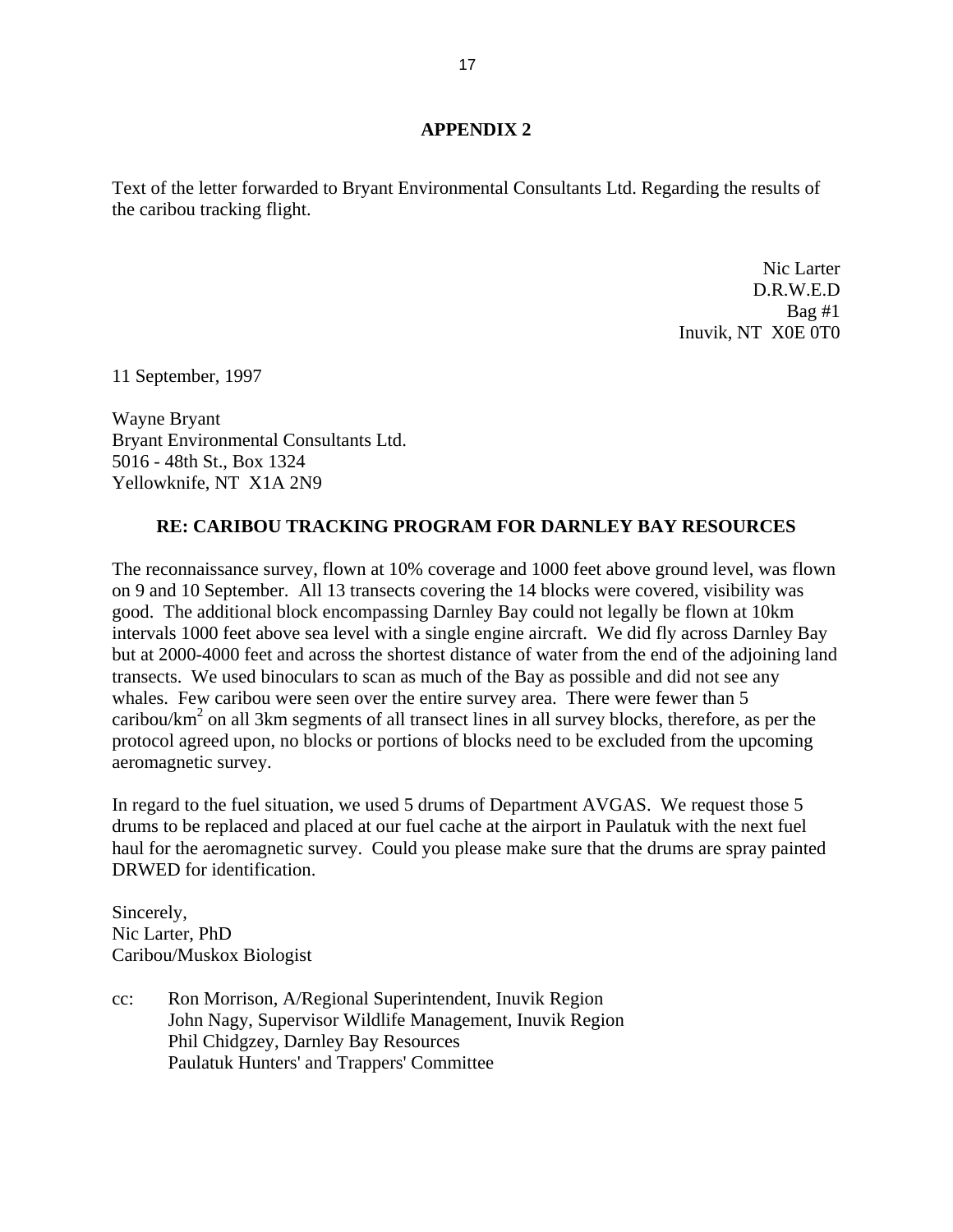## APPENDIX 2

Text of the letter forwarded to Bryant Environmental Consultants Ltd. Regarding the results of the caribou tracking flight.

Nic Larter
D.R.W.E.D
Bag #1
Inuvik, NT X0E 0T0

11 September, 1997

Wayne Bryant
Bryant Environmental Consultants Ltd.
5016 - 48th St., Box 1324
Yellowknife, NT X1A 2N9

**RE: CARIBOU TRACKING PROGRAM FOR DARNLEY BAY RESOURCES**

The reconnaissance survey, flown at 10% coverage and 1000 feet above ground level, was flown on 9 and 10 September. All 13 transects covering the 14 blocks were covered, visibility was good. The additional block encompassing Darnley Bay could not legally be flown at 10km intervals 1000 feet above sea level with a single engine aircraft. We did fly across Darnley Bay but at 2000-4000 feet and across the shortest distance of water from the end of the adjoining land transects. We used binoculars to scan as much of the Bay as possible and did not see any whales. Few caribou were seen over the entire survey area. There were fewer than 5 caribou/km$^2$ on all 3km segments of all transect lines in all survey blocks, therefore, as per the protocol agreed upon, no blocks or portions of blocks need to be excluded from the upcoming aeromagnetic survey.

In regard to the fuel situation, we used 5 drums of Department AVGAS. We request those 5 drums to be replaced and placed at our fuel cache at the airport in Paulatuk with the next fuel haul for the aeromagnetic survey. Could you please make sure that the drums are spray painted DRWED for identification.

Sincerely,
Nic Larter, PhD
Caribou/Muskox Biologist

cc: Ron Morrison, A/Regional Superintendent, Inuvik Region
John Nagy, Supervisor Wildlife Management, Inuvik Region
Phil Chidgzey, Darnley Bay Resources
Paulatuk Hunters' and Trappers' Committee